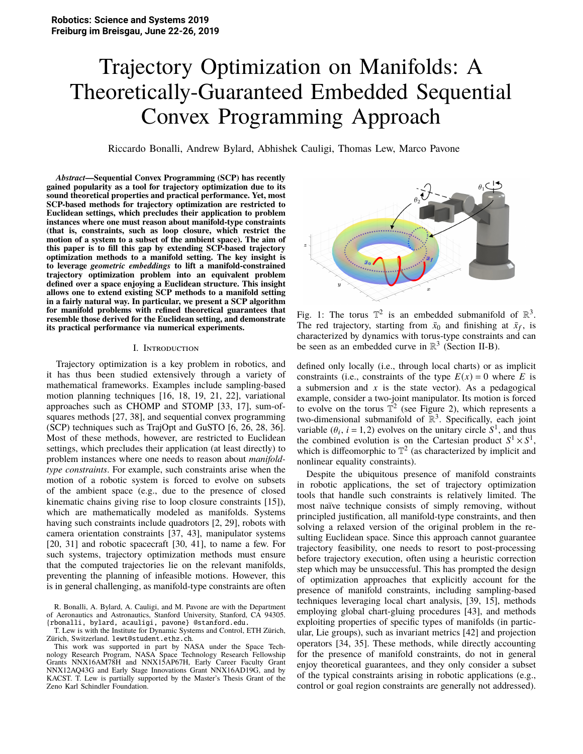Robotics: Science and Systems 2019
Freiburg im Breisgau, June 22-26, 2019

# Trajectory Optimization on Manifolds: A Theoretically-Guaranteed Embedded Sequential Convex Programming Approach

Riccardo Bonalli, Andrew Bylard, Abhishek Cauligi, Thomas Lew, Marco Pavone

***Abstract*—Sequential Convex Programming (SCP) has recently gained popularity as a tool for trajectory optimization due to its sound theoretical properties and practical performance. Yet, most SCP-based methods for trajectory optimization are restricted to Euclidean settings, which precludes their application to problem instances where one must reason about manifold-type constraints (that is, constraints, such as loop closure, which restrict the motion of a system to a subset of the ambient space). The aim of this paper is to fill this gap by extending SCP-based trajectory optimization methods to a manifold setting. The key insight is to leverage *geometric embeddings* to lift a manifold-constrained trajectory optimization problem into an equivalent problem defined over a space enjoying a Euclidean structure. This insight allows one to extend existing SCP methods to a manifold setting in a fairly natural way. In particular, we present a SCP algorithm for manifold problems with refined theoretical guarantees that resemble those derived for the Euclidean setting, and demonstrate its practical performance via numerical experiments.**

## I. Introduction

Trajectory optimization is a key problem in robotics, and it has thus been studied extensively through a variety of mathematical frameworks. Examples include sampling-based motion planning techniques [16, 18, 19, 21, 22], variational approaches such as CHOMP and STOMP [33, 17], sum-of-squares methods [27, 38], and sequential convex programming (SCP) techniques such as TrajOpt and GuSTO [6, 26, 28, 36]. Most of these methods, however, are restricted to Euclidean settings, which precludes their application (at least directly) to problem instances where one needs to reason about *manifold-type constraints*. For example, such constraints arise when the motion of a robotic system is forced to evolve on subsets of the ambient space (e.g., due to the presence of closed kinematic chains giving rise to loop closure constraints [15]), which are mathematically modeled as manifolds. Systems having such constraints include quadrotors [2, 29], robots with camera orientation constraints [37, 43], manipulator systems [20, 31] and robotic spacecraft [30, 41], to name a few. For such systems, trajectory optimization methods must ensure that the computed trajectories lie on the relevant manifolds, preventing the planning of infeasible motions. However, this is in general challenging, as manifold-type constraints are often defined only locally (i.e., through local charts) or as implicit constraints (i.e., constraints of the type $E(x) = 0$ where $E$ is a submersion and $x$ is the state vector). As a pedagogical example, consider a two-joint manipulator. Its motion is forced to evolve on the torus $\mathbb{T}^2$ (see Figure 2), which represents a two-dimensional submanifold of $\mathbb{R}^3$. Specifically, each joint variable ($\theta_i$, $i = 1, 2$) evolves on the unitary circle $S^1$, and thus the combined evolution is on the Cartesian product $S^1 \times S^1$, which is diffeomorphic to $\mathbb{T}^2$ (as characterized by implicit and nonlinear equality constraints).

Fig. 1: The torus $\mathbb{T}^2$ is an embedded submanifold of $\mathbb{R}^3$. The red trajectory, starting from $\bar{x}_0$ and finishing at $\bar{x}_f$, is characterized by dynamics with torus-type constraints and can be seen as an embedded curve in $\mathbb{R}^3$ (Section II-B).

Despite the ubiquitous presence of manifold constraints in robotic applications, the set of trajectory optimization tools that handle such constraints is relatively limited. The most naïve technique consists of simply removing, without principled justification, all manifold-type constraints, and then solving a relaxed version of the original problem in the resulting Euclidean space. Since this approach cannot guarantee trajectory feasibility, one needs to resort to post-processing before trajectory execution, often using a heuristic correction step which may be unsuccessful. This has prompted the design of optimization approaches that explicitly account for the presence of manifold constraints, including sampling-based techniques leveraging local chart analysis, [39, 15], methods employing global chart-gluing procedures [43], and methods exploiting properties of specific types of manifolds (in particular, Lie groups), such as invariant metrics [42] and projection operators [34, 35]. These methods, while directly accounting for the presence of manifold constraints, do not in general enjoy theoretical guarantees, and they only consider a subset of the typical constraints arising in robotic applications (e.g., control or goal region constraints are generally not addressed).

R. Bonalli, A. Bylard, A. Cauligi, and M. Pavone are with the Department of Aeronautics and Astronautics, Stanford University, Stanford, CA 94305. {rbonalli, bylard, acauligi, pavone} @stanford.edu.

T. Lew is with the Institute for Dynamic Systems and Control, ETH Zürich, Zürich, Switzerland. lewt@student.ethz.ch.

This work was supported in part by NASA under the Space Technology Research Program, NASA Space Technology Research Fellowship Grants NNX16AM78H and NNX15AP67H, Early Career Faculty Grant NNX12AQ43G and Early Stage Innovations Grant NNX16AD19G, and by KACST. T. Lew is partially supported by the Master's Thesis Grant of the Zeno Karl Schindler Foundation.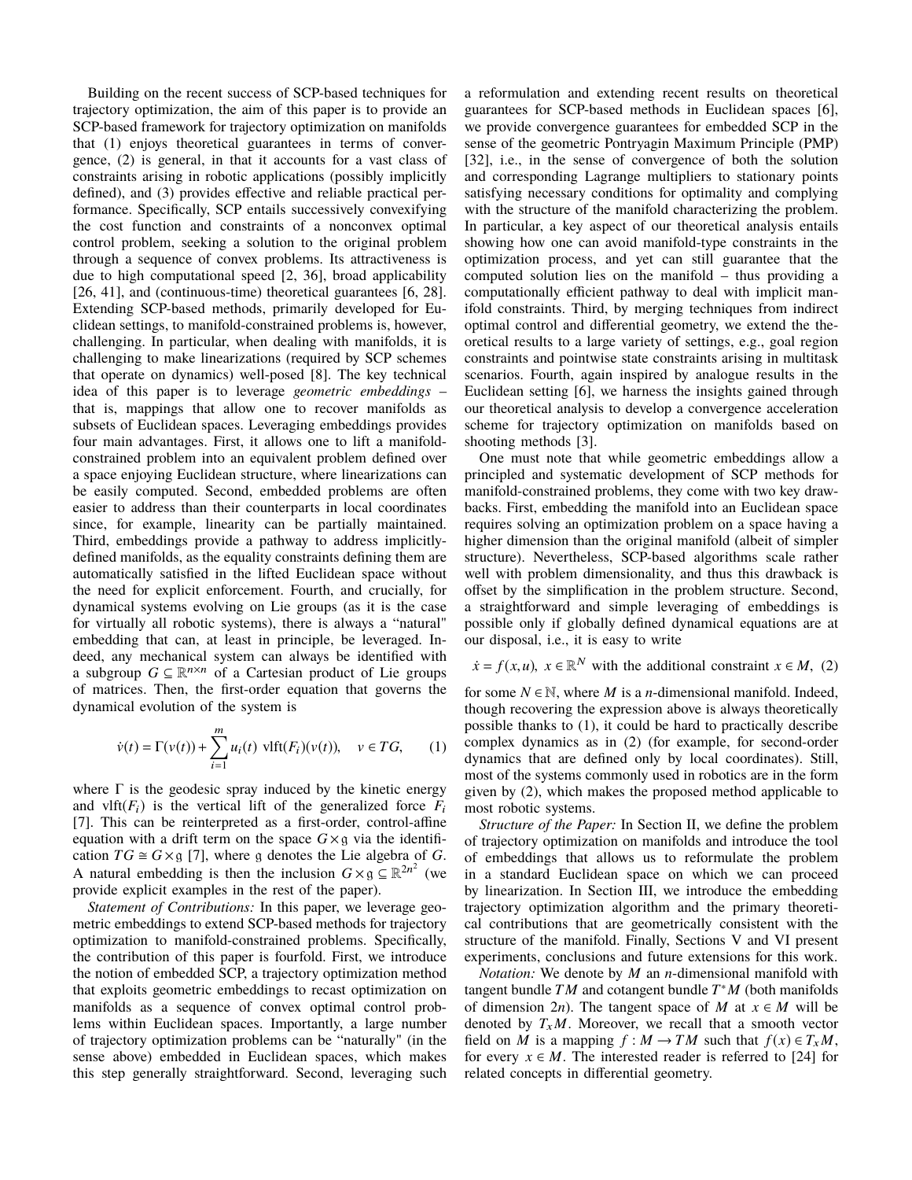Building on the recent success of SCP-based techniques for trajectory optimization, the aim of this paper is to provide an SCP-based framework for trajectory optimization on manifolds that (1) enjoys theoretical guarantees in terms of convergence, (2) is general, in that it accounts for a vast class of constraints arising in robotic applications (possibly implicitly defined), and (3) provides effective and reliable practical performance. Specifically, SCP entails successively convexifying the cost function and constraints of a nonconvex optimal control problem, seeking a solution to the original problem through a sequence of convex problems. Its attractiveness is due to high computational speed [2, 36], broad applicability [26, 41], and (continuous-time) theoretical guarantees [6, 28]. Extending SCP-based methods, primarily developed for Euclidean settings, to manifold-constrained problems is, however, challenging. In particular, when dealing with manifolds, it is challenging to make linearizations (required by SCP schemes that operate on dynamics) well-posed [8]. The key technical idea of this paper is to leverage *geometric embeddings* – that is, mappings that allow one to recover manifolds as subsets of Euclidean spaces. Leveraging embeddings provides four main advantages. First, it allows one to lift a manifold-constrained problem into an equivalent problem defined over a space enjoying Euclidean structure, where linearizations can be easily computed. Second, embedded problems are often easier to address than their counterparts in local coordinates since, for example, linearity can be partially maintained. Third, embeddings provide a pathway to address implicitly-defined manifolds, as the equality constraints defining them are automatically satisfied in the lifted Euclidean space without the need for explicit enforcement. Fourth, and crucially, for dynamical systems evolving on Lie groups (as it is the case for virtually all robotic systems), there is always a "natural" embedding that can, at least in principle, be leveraged. Indeed, any mechanical system can always be identified with a subgroup $G \subseteq \mathbb{R}^{n \times n}$ of a Cartesian product of Lie groups of matrices. Then, the first-order equation that governs the dynamical evolution of the system is

$$\dot{v}(t) = \Gamma(v(t)) + \sum_{i=1}^{m} u_i(t) \ \mathrm{vlft}(F_i)(v(t)), \quad v \in TG, \qquad (1)$$

where $\Gamma$ is the geodesic spray induced by the kinetic energy and $\mathrm{vlft}(F_i)$ is the vertical lift of the generalized force $F_i$ [7]. This can be reinterpreted as a first-order, control-affine equation with a drift term on the space $G \times \mathfrak{g}$ via the identification $TG \cong G \times \mathfrak{g}$ [7], where $\mathfrak{g}$ denotes the Lie algebra of $G$. A natural embedding is then the inclusion $G \times \mathfrak{g} \subseteq \mathbb{R}^{2n^2}$ (we provide explicit examples in the rest of the paper).

*Statement of Contributions:* In this paper, we leverage geometric embeddings to extend SCP-based methods for trajectory optimization to manifold-constrained problems. Specifically, the contribution of this paper is fourfold. First, we introduce the notion of embedded SCP, a trajectory optimization method that exploits geometric embeddings to recast optimization on manifolds as a sequence of convex optimal control problems within Euclidean spaces. Importantly, a large number of trajectory optimization problems can be "naturally" (in the sense above) embedded in Euclidean spaces, which makes this step generally straightforward. Second, leveraging such a reformulation and extending recent results on theoretical guarantees for SCP-based methods in Euclidean spaces [6], we provide convergence guarantees for embedded SCP in the sense of the geometric Pontryagin Maximum Principle (PMP) [32], i.e., in the sense of convergence of both the solution and corresponding Lagrange multipliers to stationary points satisfying necessary conditions for optimality and complying with the structure of the manifold characterizing the problem. In particular, a key aspect of our theoretical analysis entails showing how one can avoid manifold-type constraints in the optimization process, and yet can still guarantee that the computed solution lies on the manifold – thus providing a computationally efficient pathway to deal with implicit manifold constraints. Third, by merging techniques from indirect optimal control and differential geometry, we extend the theoretical results to a large variety of settings, e.g., goal region constraints and pointwise state constraints arising in multitask scenarios. Fourth, again inspired by analogue results in the Euclidean setting [6], we harness the insights gained through our theoretical analysis to develop a convergence acceleration scheme for trajectory optimization on manifolds based on shooting methods [3].

One must note that while geometric embeddings allow a principled and systematic development of SCP methods for manifold-constrained problems, they come with two key drawbacks. First, embedding the manifold into an Euclidean space requires solving an optimization problem on a space having a higher dimension than the original manifold (albeit of simpler structure). Nevertheless, SCP-based algorithms scale rather well with problem dimensionality, and thus this drawback is offset by the simplification in the problem structure. Second, a straightforward and simple leveraging of embeddings is possible only if globally defined dynamical equations are at our disposal, i.e., it is easy to write

$$\dot{x} = f(x,u), \ x \in \mathbb{R}^N \text{ with the additional constraint } x \in M, \quad (2)$$

for some $N \in \mathbb{N}$, where $M$ is a $n$-dimensional manifold. Indeed, though recovering the expression above is always theoretically possible thanks to (1), it could be hard to practically describe complex dynamics as in (2) (for example, for second-order dynamics that are defined only by local coordinates). Still, most of the systems commonly used in robotics are in the form given by (2), which makes the proposed method applicable to most robotic systems.

*Structure of the Paper:* In Section II, we define the problem of trajectory optimization on manifolds and introduce the tool of embeddings that allows us to reformulate the problem in a standard Euclidean space on which we can proceed by linearization. In Section III, we introduce the embedding trajectory optimization algorithm and the primary theoretical contributions that are geometrically consistent with the structure of the manifold. Finally, Sections V and VI present experiments, conclusions and future extensions for this work.

*Notation:* We denote by $M$ an $n$-dimensional manifold with tangent bundle $TM$ and cotangent bundle $T^*M$ (both manifolds of dimension $2n$). The tangent space of $M$ at $x \in M$ will be denoted by $T_x M$. Moreover, we recall that a smooth vector field on $M$ is a mapping $f : M \to TM$ such that $f(x) \in T_x M$, for every $x \in M$. The interested reader is referred to [24] for related concepts in differential geometry.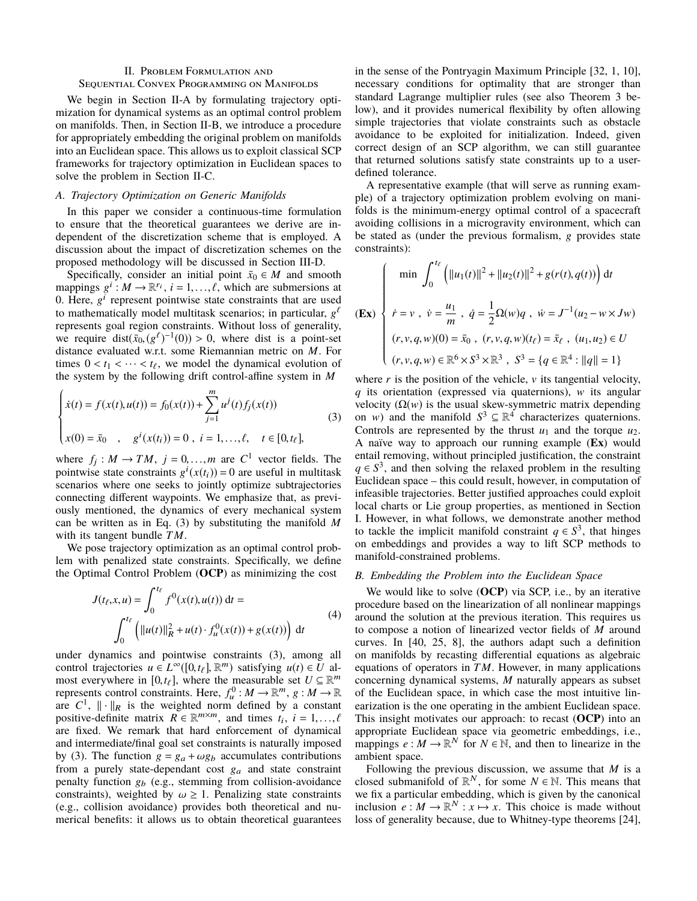## II. Problem Formulation and Sequential Convex Programming on Manifolds

We begin in Section II-A by formulating trajectory optimization for dynamical systems as an optimal control problem on manifolds. Then, in Section II-B, we introduce a procedure for appropriately embedding the original problem on manifolds into an Euclidean space. This allows us to exploit classical SCP frameworks for trajectory optimization in Euclidean spaces to solve the problem in Section II-C.

### A. Trajectory Optimization on Generic Manifolds

In this paper we consider a continuous-time formulation to ensure that the theoretical guarantees we derive are independent of the discretization scheme that is employed. A discussion about the impact of discretization schemes on the proposed methodology will be discussed in Section III-D.

Specifically, consider an initial point $\bar{x}_0 \in M$ and smooth mappings $g^i : M \to \mathbb{R}^{r_i}$, $i = 1, \ldots, \ell$, which are submersions at 0. Here, $g^i$ represent pointwise state constraints that are used to mathematically model multitask scenarios; in particular, $g^\ell$ represents goal region constraints. Without loss of generality, we require $\mathrm{dist}(\bar{x}_0, (g^\ell)^{-1}(0)) > 0$, where dist is a point-set distance evaluated w.r.t. some Riemannian metric on $M$. For times $0 < t_1 < \cdots < t_\ell$, we model the dynamical evolution of the system by the following drift control-affine system in $M$

$$
\begin{cases}
\dot{x}(t) = f(x(t), u(t)) = f_0(x(t)) + \displaystyle\sum_{j=1}^{m} u^j(t) f_j(x(t)) \\
x(0) = \bar{x}_0 \quad , \quad g^i(x(t_i)) = 0 \ , \ i = 1, \ldots, \ell, \quad t \in [0, t_\ell],
\end{cases}
\tag{3}
$$

where $f_j : M \to TM$, $j = 0, \ldots, m$ are $C^1$ vector fields. The pointwise state constraints $g^i(x(t_i)) = 0$ are useful in multitask scenarios where one seeks to jointly optimize subtrajectories connecting different waypoints. We emphasize that, as previously mentioned, the dynamics of every mechanical system can be written as in Eq. (3) by substituting the manifold $M$ with its tangent bundle $TM$.

We pose trajectory optimization as an optimal control problem with penalized state constraints. Specifically, we define the Optimal Control Problem (**OCP**) as minimizing the cost

$$
J(t_\ell, x, u) = \int_0^{t_\ell} f^0(x(t), u(t)) \, \mathrm{d}t = \int_0^{t_\ell} \Big( \|u(t)\|_R^2 + u(t) \cdot f_u^0(x(t)) + g(x(t)) \Big) \, \mathrm{d}t
\tag{4}
$$

under dynamics and pointwise constraints (3), among all control trajectories $u \in L^\infty([0, t_\ell], \mathbb{R}^m)$ satisfying $u(t) \in U$ almost everywhere in $[0, t_\ell]$, where the measurable set $U \subseteq \mathbb{R}^m$ represents control constraints. Here, $f_u^0 : M \to \mathbb{R}^m$, $g : M \to \mathbb{R}$ are $C^1$, $\|\cdot\|_R$ is the weighted norm defined by a constant positive-definite matrix $R \in \mathbb{R}^{m \times m}$, and times $t_i$, $i = 1, \ldots, \ell$ are fixed. We remark that hard enforcement of dynamical and intermediate/final goal set constraints is naturally imposed by (3). The function $g = g_a + \omega g_b$ accumulates contributions from a purely state-dependant cost $g_a$ and state constraint penalty function $g_b$ (e.g., stemming from collision-avoidance constraints), weighted by $\omega \geq 1$. Penalizing state constraints (e.g., collision avoidance) provides both theoretical and numerical benefits: it allows us to obtain theoretical guarantees in the sense of the Pontryagin Maximum Principle [32, 1, 10], necessary conditions for optimality that are stronger than standard Lagrange multiplier rules (see also Theorem 3 below), and it provides numerical flexibility by often allowing simple trajectories that violate constraints such as obstacle avoidance to be exploited for initialization. Indeed, given correct design of an SCP algorithm, we can still guarantee that returned solutions satisfy state constraints up to a user-defined tolerance.

A representative example (that will serve as running example) of a trajectory optimization problem evolving on manifolds is the minimum-energy optimal control of a spacecraft avoiding collisions in a microgravity environment, which can be stated as (under the previous formalism, $g$ provides state constraints):

$$
(\mathbf{Ex}) \;
\begin{cases}
\min \displaystyle\int_0^{t_\ell} \Big( \|u_1(t)\|^2 + \|u_2(t)\|^2 + g(r(t), q(t)) \Big) \, \mathrm{d}t \\
\dot{r} = v \ , \ \dot{v} = \dfrac{u_1}{m} \ , \ \dot{q} = \dfrac{1}{2} \Omega(w) q \ , \ \dot{w} = J^{-1}(u_2 - w \times J w) \\
(r, v, q, w)(0) = \bar{x}_0 \ , \ (r, v, q, w)(t_\ell) = \bar{x}_\ell \ , \ (u_1, u_2) \in U \\
(r, v, q, w) \in \mathbb{R}^6 \times S^3 \times \mathbb{R}^3 \ , \ S^3 = \{q \in \mathbb{R}^4 : \|q\| = 1\}
\end{cases}
$$

where $r$ is the position of the vehicle, $v$ its tangential velocity, $q$ its orientation (expressed via quaternions), $w$ its angular velocity ($\Omega(w)$ is the usual skew-symmetric matrix depending on $w$) and the manifold $S^3 \subseteq \mathbb{R}^4$ characterizes quaternions. Controls are represented by the thrust $u_1$ and the torque $u_2$. A naïve way to approach our running example (**Ex**) would entail removing, without principled justification, the constraint $q \in S^3$, and then solving the relaxed problem in the resulting Euclidean space – this could result, however, in computation of infeasible trajectories. Better justified approaches could exploit local charts or Lie group properties, as mentioned in Section I. However, in what follows, we demonstrate another method to tackle the implicit manifold constraint $q \in S^3$, that hinges on embeddings and provides a way to lift SCP methods to manifold-constrained problems.

### B. Embedding the Problem into the Euclidean Space

We would like to solve (**OCP**) via SCP, i.e., by an iterative procedure based on the linearization of all nonlinear mappings around the solution at the previous iteration. This requires us to compose a notion of linearized vector fields of $M$ around curves. In [40, 25, 8], the authors adapt such a definition on manifolds by recasting differential equations as algebraic equations of operators in $TM$. However, in many applications concerning dynamical systems, $M$ naturally appears as subset of the Euclidean space, in which case the most intuitive linearization is the one operating in the ambient Euclidean space. This insight motivates our approach: to recast (**OCP**) into an appropriate Euclidean space via geometric embeddings, i.e., mappings $e : M \to \mathbb{R}^N$ for $N \in \mathbb{N}$, and then to linearize in the ambient space.

Following the previous discussion, we assume that $M$ is a closed submanifold of $\mathbb{R}^N$, for some $N \in \mathbb{N}$. This means that we fix a particular embedding, which is given by the canonical inclusion $e : M \to \mathbb{R}^N : x \mapsto x$. This choice is made without loss of generality because, due to Whitney-type theorems [24],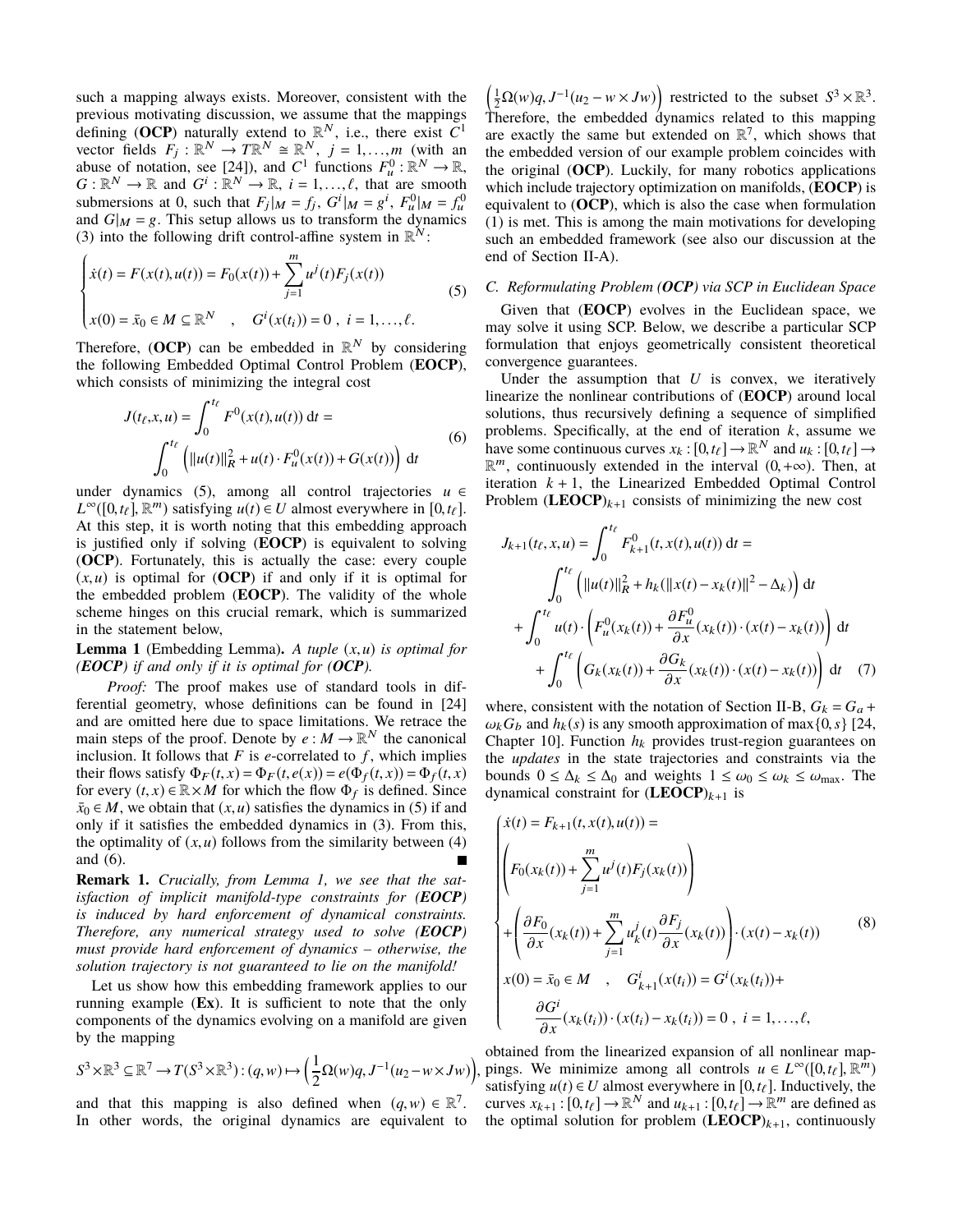such a mapping always exists. Moreover, consistent with the previous motivating discussion, we assume that the mappings defining (**OCP**) naturally extend to $\mathbb{R}^N$, i.e., there exist $C^1$ vector fields $F_j : \mathbb{R}^N \to T\mathbb{R}^N \cong \mathbb{R}^N$, $j = 1,\dots,m$ (with an abuse of notation, see [24]), and $C^1$ functions $F^0_u : \mathbb{R}^N \to \mathbb{R}$, $G : \mathbb{R}^N \to \mathbb{R}$ and $G^i : \mathbb{R}^N \to \mathbb{R}$, $i = 1,\dots,\ell$, that are smooth submersions at 0, such that $F_j|_M = f_j$, $G^i|_M = g^i$, $F^0_u|_M = f^0_u$ and $G|_M = g$. This setup allows us to transform the dynamics (3) into the following drift control-affine system in $\mathbb{R}^N$:

$$
\begin{cases}
\dot{x}(t) = F(x(t),u(t)) = F_0(x(t)) + \displaystyle\sum_{j=1}^{m} u^j(t) F_j(x(t)) \\
x(0) = \bar{x}_0 \in M \subseteq \mathbb{R}^N \quad , \quad G^i(x(t_i)) = 0 \ , \ i = 1,\dots,\ell.
\end{cases} \tag{5}
$$

Therefore, (**OCP**) can be embedded in $\mathbb{R}^N$ by considering the following Embedded Optimal Control Problem (**EOCP**), which consists of minimizing the integral cost

$$
\begin{aligned}
J(t_\ell,x,u) &= \int_0^{t_\ell} F^0(x(t),u(t))\ \mathrm{d}t = \\
&\int_0^{t_\ell} \Big( \|u(t)\|^2_R + u(t)\cdot F^0_u(x(t)) + G(x(t)) \Big)\ \mathrm{d}t
\end{aligned} \tag{6}
$$

under dynamics (5), among all control trajectories $u \in L^\infty([0,t_\ell],\mathbb{R}^m)$ satisfying $u(t) \in U$ almost everywhere in $[0,t_\ell]$. At this step, it is worth noting that this embedding approach is justified only if solving (**EOCP**) is equivalent to solving (**OCP**). Fortunately, this is actually the case: every couple $(x,u)$ is optimal for (**OCP**) if and only if it is optimal for the embedded problem (**EOCP**). The validity of the whole scheme hinges on this crucial remark, which is summarized in the statement below,

**Lemma 1** (Embedding Lemma)**.** *A tuple $(x,u)$ is optimal for (**EOCP**) if and only if it is optimal for (**OCP**).*

*Proof:* The proof makes use of standard tools in differential geometry, whose definitions can be found in [24] and are omitted here due to space limitations. We retrace the main steps of the proof. Denote by $e : M \to \mathbb{R}^N$ the canonical inclusion. It follows that $F$ is $e$-correlated to $f$, which implies their flows satisfy $\Phi_F(t,x) = \Phi_F(t,e(x)) = e(\Phi_f(t,x)) = \Phi_f(t,x)$ for every $(t,x) \in \mathbb{R}\times M$ for which the flow $\Phi_f$ is defined. Since $\bar{x}_0 \in M$, we obtain that $(x,u)$ satisfies the dynamics in (5) if and only if it satisfies the embedded dynamics in (3). From this, the optimality of $(x,u)$ follows from the similarity between (4) and (6). ∎

**Remark 1.** *Crucially, from Lemma 1, we see that the satisfaction of implicit manifold-type constraints for (**EOCP**) is induced by hard enforcement of dynamical constraints. Therefore, any numerical strategy used to solve (**EOCP**) must provide hard enforcement of dynamics – otherwise, the solution trajectory is not guaranteed to lie on the manifold!*

Let us show how this embedding framework applies to our running example (**Ex**). It is sufficient to note that the only components of the dynamics evolving on a manifold are given by the mapping

$$
S^3\times\mathbb{R}^3 \subseteq \mathbb{R}^7 \to T(S^3\times\mathbb{R}^3) : (q,w) \mapsto \Big(\frac{1}{2}\Omega(w)q, J^{-1}(u_2 - w\times Jw)\Big),
$$

and that this mapping is also defined when $(q,w) \in \mathbb{R}^7$. In other words, the original dynamics are equivalent to $\Big(\frac{1}{2}\Omega(w)q, J^{-1}(u_2 - w\times Jw)\Big)$ restricted to the subset $S^3\times\mathbb{R}^3$. Therefore, the embedded dynamics related to this mapping are exactly the same but extended on $\mathbb{R}^7$, which shows that the embedded version of our example problem coincides with the original (**OCP**). Luckily, for many robotics applications which include trajectory optimization on manifolds, (**EOCP**) is equivalent to (**OCP**), which is also the case when formulation (1) is met. This is among the main motivations for developing such an embedded framework (see also our discussion at the end of Section II-A).

### C. Reformulating Problem (OCP) via SCP in Euclidean Space

Given that (**EOCP**) evolves in the Euclidean space, we may solve it using SCP. Below, we describe a particular SCP formulation that enjoys geometrically consistent theoretical convergence guarantees.

Under the assumption that $U$ is convex, we iteratively linearize the nonlinear contributions of (**EOCP**) around local solutions, thus recursively defining a sequence of simplified problems. Specifically, at the end of iteration $k$, assume we have some continuous curves $x_k : [0,t_\ell] \to \mathbb{R}^N$ and $u_k : [0,t_\ell] \to \mathbb{R}^m$, continuously extended in the interval $(0,+\infty)$. Then, at iteration $k+1$, the Linearized Embedded Optimal Control Problem (**LEOCP**)$_{k+1}$ consists of minimizing the new cost

$$
\begin{aligned}
J_{k+1}(t_\ell,x,u) &= \int_0^{t_\ell} F^0_{k+1}(t,x(t),u(t))\ \mathrm{d}t = \\
&\int_0^{t_\ell} \Big( \|u(t)\|^2_R + h_k(\|x(t)-x_k(t)\|^2 - \Delta_k) \Big)\ \mathrm{d}t \\
&+ \int_0^{t_\ell} u(t)\cdot\Big( F^0_u(x_k(t)) + \frac{\partial F^0_u}{\partial x}(x_k(t))\cdot(x(t)-x_k(t)) \Big)\ \mathrm{d}t \\
&+ \int_0^{t_\ell} \Big( G_k(x_k(t)) + \frac{\partial G_k}{\partial x}(x_k(t))\cdot(x(t)-x_k(t)) \Big)\ \mathrm{d}t
\end{aligned} \tag{7}
$$

where, consistent with the notation of Section II-B, $G_k = G_a + \omega_k G_b$ and $h_k(s)$ is any smooth approximation of $\max\{0,s\}$ [24, Chapter 10]. Function $h_k$ provides trust-region guarantees on the *updates* in the state trajectories and constraints via the bounds $0 \le \Delta_k \le \Delta_0$ and weights $1 \le \omega_0 \le \omega_k \le \omega_{\max}$. The dynamical constraint for (**LEOCP**)$_{k+1}$ is

$$
\begin{cases}
\dot{x}(t) = F_{k+1}(t,x(t),u(t)) = \\
\left( F_0(x_k(t)) + \displaystyle\sum_{j=1}^{m} u^j(t) F_j(x_k(t)) \right) \\
+ \left( \dfrac{\partial F_0}{\partial x}(x_k(t)) + \displaystyle\sum_{j=1}^{m} u^j_k(t) \dfrac{\partial F_j}{\partial x}(x_k(t)) \right)\cdot(x(t)-x_k(t)) \\
x(0) = \bar{x}_0 \in M \quad , \quad G^i_{k+1}(x(t_i)) = G^i(x_k(t_i)) + \\
\qquad \dfrac{\partial G^i}{\partial x}(x_k(t_i))\cdot(x(t_i)-x_k(t_i)) = 0 \ , \ i = 1,\dots,\ell,
\end{cases} \tag{8}
$$

obtained from the linearized expansion of all nonlinear mappings. We minimize among all controls $u \in L^\infty([0,t_\ell],\mathbb{R}^m)$ satisfying $u(t) \in U$ almost everywhere in $[0,t_\ell]$. Inductively, the curves $x_{k+1} : [0,t_\ell] \to \mathbb{R}^N$ and $u_{k+1} : [0,t_\ell] \to \mathbb{R}^m$ are defined as the optimal solution for problem (**LEOCP**)$_{k+1}$, continuously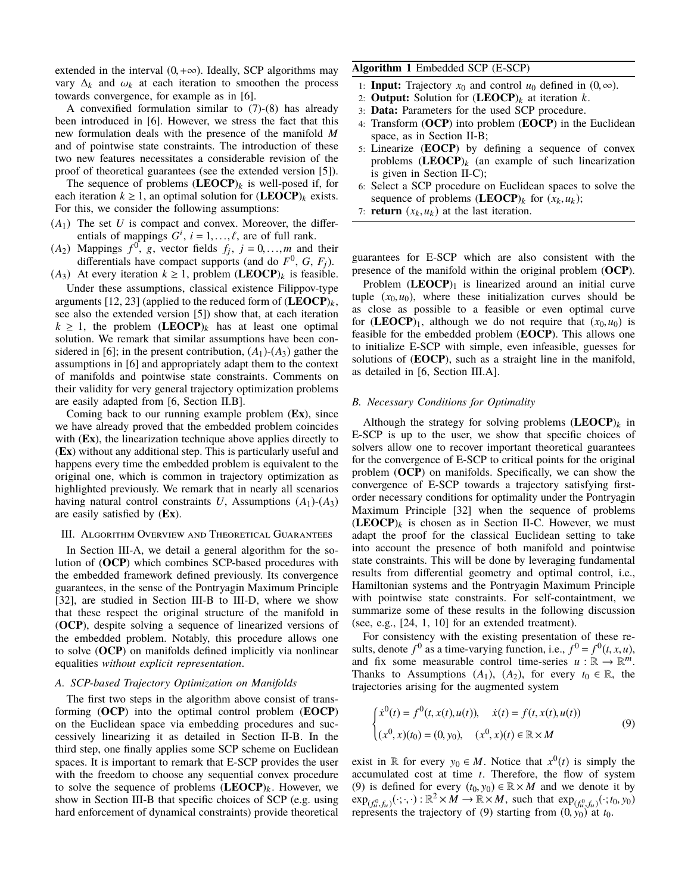extended in the interval $(0, +\infty)$. Ideally, SCP algorithms may vary $\Delta_k$ and $\omega_k$ at each iteration to smoothen the process towards convergence, for example as in [6].

A convexified formulation similar to (7)-(8) has already been introduced in [6]. However, we stress the fact that this new formulation deals with the presence of the manifold $M$ and of pointwise state constraints. The introduction of these two new features necessitates a considerable revision of the proof of theoretical guarantees (see the extended version [5]).

The sequence of problems $(\textbf{LEOCP})_k$ is well-posed if, for each iteration $k \geq 1$, an optimal solution for $(\textbf{LEOCP})_k$ exists. For this, we consider the following assumptions:

- $(A_1)$ The set $U$ is compact and convex. Moreover, the differentials of mappings $G^i$, $i = 1, \ldots, \ell$, are of full rank.
- $(A_2)$ Mappings $f^0$, $g$, vector fields $f_j$, $j = 0, \ldots, m$ and their differentials have compact supports (and do $F^0$, $G$, $F_j$).
- $(A_3)$ At every iteration $k \geq 1$, problem $(\textbf{LEOCP})_k$ is feasible.

Under these assumptions, classical existence Filippov-type arguments [12, 23] (applied to the reduced form of $(\textbf{LEOCP})_k$, see also the extended version [5]) show that, at each iteration $k \geq 1$, the problem $(\textbf{LEOCP})_k$ has at least one optimal solution. We remark that similar assumptions have been considered in [6]; in the present contribution, $(A_1)$-$(A_3)$ gather the assumptions in [6] and appropriately adapt them to the context of manifolds and pointwise state constraints. Comments on their validity for very general trajectory optimization problems are easily adapted from [6, Section II.B].

Coming back to our running example problem (**Ex**), since we have already proved that the embedded problem coincides with (**Ex**), the linearization technique above applies directly to (**Ex**) without any additional step. This is particularly useful and happens every time the embedded problem is equivalent to the original one, which is common in trajectory optimization as highlighted previously. We remark that in nearly all scenarios having natural control constraints $U$, Assumptions $(A_1)$-$(A_3)$ are easily satisfied by (**Ex**).

## III. Algorithm Overview and Theoretical Guarantees

In Section III-A, we detail a general algorithm for the solution of (**OCP**) which combines SCP-based procedures with the embedded framework defined previously. Its convergence guarantees, in the sense of the Pontryagin Maximum Principle [32], are studied in Section III-B to III-D, where we show that these respect the original structure of the manifold in (**OCP**), despite solving a sequence of linearized versions of the embedded problem. Notably, this procedure allows one to solve (**OCP**) on manifolds defined implicitly via nonlinear equalities *without explicit representation*.

### A. SCP-based Trajectory Optimization on Manifolds

The first two steps in the algorithm above consist of transforming (**OCP**) into the optimal control problem (**EOCP**) on the Euclidean space via embedding procedures and successively linearizing it as detailed in Section II-B. In the third step, one finally applies some SCP scheme on Euclidean spaces. It is important to remark that E-SCP provides the user with the freedom to choose any sequential convex procedure to solve the sequence of problems $(\textbf{LEOCP})_k$. However, we show in Section III-B that specific choices of SCP (e.g. using hard enforcement of dynamical constraints) provide theoretical guarantees for E-SCP which are also consistent with the presence of the manifold within the original problem (**OCP**).

**Algorithm 1** Embedded SCP (E-SCP)

1: **Input:** Trajectory $x_0$ and control $u_0$ defined in $(0, \infty)$.
2: **Output:** Solution for $(\textbf{LEOCP})_k$ at iteration $k$.
3: **Data:** Parameters for the used SCP procedure.
4: Transform (**OCP**) into problem (**EOCP**) in the Euclidean space, as in Section II-B;
5: Linearize (**EOCP**) by defining a sequence of convex problems $(\textbf{LEOCP})_k$ (an example of such linearization is given in Section II-C);
6: Select a SCP procedure on Euclidean spaces to solve the sequence of problems $(\textbf{LEOCP})_k$ for $(x_k, u_k)$;
7: **return** $(x_k, u_k)$ at the last iteration.

Problem $(\textbf{LEOCP})_1$ is linearized around an initial curve tuple $(x_0, u_0)$, where these initialization curves should be as close as possible to a feasible or even optimal curve for $(\textbf{LEOCP})_1$, although we do not require that $(x_0, u_0)$ is feasible for the embedded problem (**EOCP**). This allows one to initialize E-SCP with simple, even infeasible, guesses for solutions of (**EOCP**), such as a straight line in the manifold, as detailed in [6, Section III.A].

### B. Necessary Conditions for Optimality

Although the strategy for solving problems $(\textbf{LEOCP})_k$ in E-SCP is up to the user, we show that specific choices of solvers allow one to recover important theoretical guarantees for the convergence of E-SCP to critical points for the original problem (**OCP**) on manifolds. Specifically, we can show the convergence of E-SCP towards a trajectory satisfying first-order necessary conditions for optimality under the Pontryagin Maximum Principle [32] when the sequence of problems $(\textbf{LEOCP})_k$ is chosen as in Section II-C. However, we must adapt the proof for the classical Euclidean setting to take into account the presence of both manifold and pointwise state constraints. This will be done by leveraging fundamental results from differential geometry and optimal control, i.e., Hamiltonian systems and the Pontryagin Maximum Principle with pointwise state constraints. For self-containtment, we summarize some of these results in the following discussion (see, e.g., [24, 1, 10] for an extended treatment).

For consistency with the existing presentation of these results, denote $f^0$ as a time-varying function, i.e., $f^0 = f^0(t, x, u)$, and fix some measurable control time-series $u : \mathbb{R} \to \mathbb{R}^m$. Thanks to Assumptions $(A_1)$, $(A_2)$, for every $t_0 \in \mathbb{R}$, the trajectories arising for the augmented system

$$
\begin{cases} \dot{x}^0(t) = f^0(t, x(t), u(t)), \quad \dot{x}(t) = f(t, x(t), u(t)) \\ (x^0, x)(t_0) = (0, y_0), \quad (x^0, x)(t) \in \mathbb{R} \times M \end{cases} \tag{9}
$$

exist in $\mathbb{R}$ for every $y_0 \in M$. Notice that $x^0(t)$ is simply the accumulated cost at time $t$. Therefore, the flow of system (9) is defined for every $(t_0, y_0) \in \mathbb{R} \times M$ and we denote it by $\exp_{(f^0_u, f_u)}(\cdot; \cdot, \cdot) : \mathbb{R}^2 \times M \to \mathbb{R} \times M$, such that $\exp_{(f^0_u, f_u)}(\cdot; t_0, y_0)$ represents the trajectory of (9) starting from $(0, y_0)$ at $t_0$.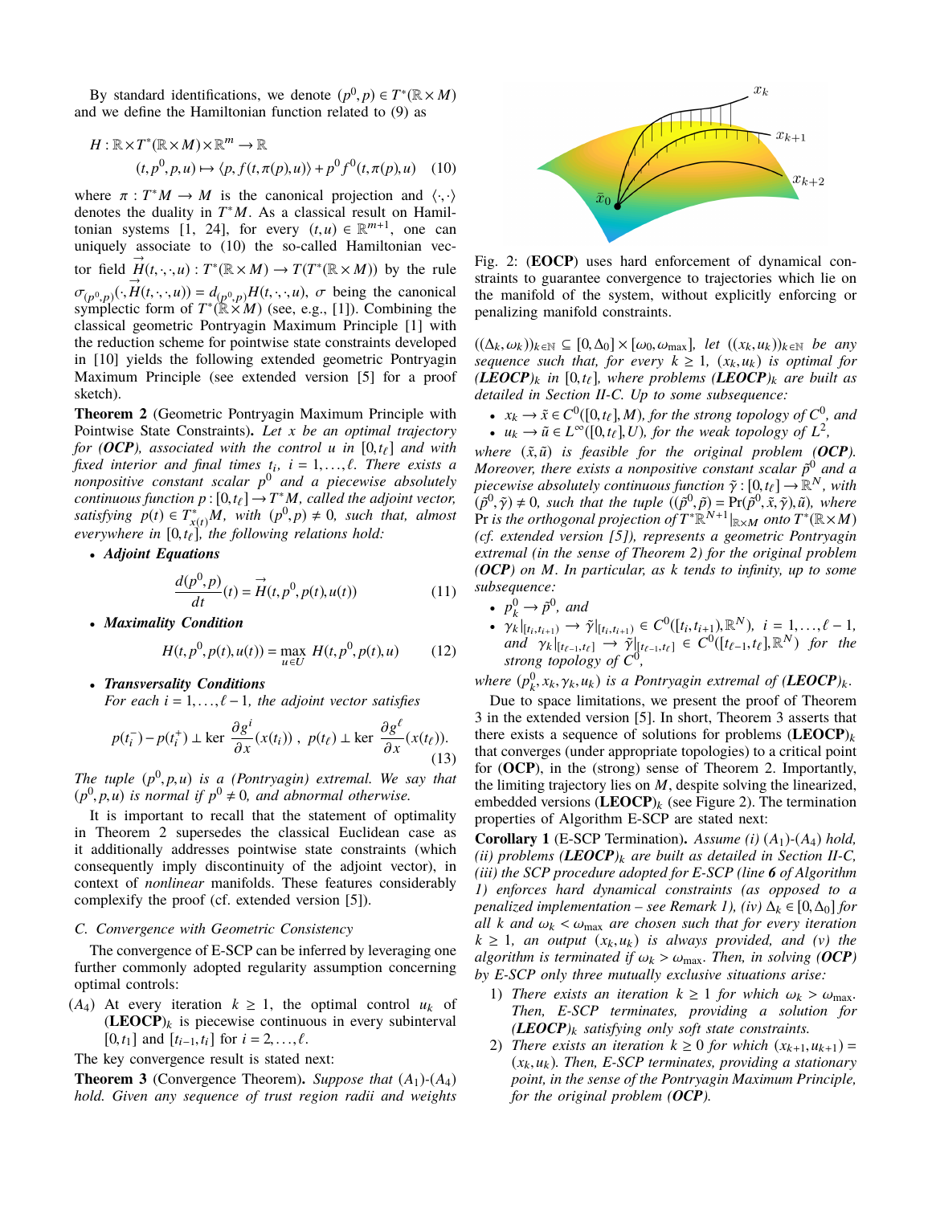By standard identifications, we denote $(p^0, p) \in T^*(\mathbb{R} \times M)$ and we define the Hamiltonian function related to (9) as

$$H : \mathbb{R} \times T^*(\mathbb{R} \times M) \times \mathbb{R}^m \to \mathbb{R}$$
$$(t, p^0, p, u) \mapsto \langle p, f(t, \pi(p), u) \rangle + p^0 f^0(t, \pi(p), u) \quad (10)$$

where $\pi : T^*M \to M$ is the canonical projection and $\langle \cdot, \cdot \rangle$ denotes the duality in $T^*M$. As a classical result on Hamiltonian systems [1, 24], for every $(t, u) \in \mathbb{R}^{m+1}$, one can uniquely associate to (10) the so-called Hamiltonian vector field $\vec{H}(t, \cdot, \cdot, u) : T^*(\mathbb{R} \times M) \to T(T^*(\mathbb{R} \times M))$ by the rule $\sigma_{(p^0,p)}(\cdot, \vec{H}(t, \cdot, \cdot, u)) = d_{(p^0,p)} H(t, \cdot, \cdot, u)$, $\sigma$ being the canonical symplectic form of $T^*(\mathbb{R} \times M)$ (see, e.g., [1]). Combining the classical geometric Pontryagin Maximum Principle [1] with the reduction scheme for pointwise state constraints developed in [10] yields the following extended geometric Pontryagin Maximum Principle (see extended version [5] for a proof sketch).

**Theorem 2** (Geometric Pontryagin Maximum Principle with Pointwise State Constraints)**.** *Let $x$ be an optimal trajectory for **(OCP)**, associated with the control $u$ in $[0, t_\ell]$ and with fixed interior and final times $t_i$, $i = 1, \ldots, \ell$. There exists a nonpositive constant scalar $p^0$ and a piecewise absolutely continuous function $p : [0, t_\ell] \to T^*M$, called the adjoint vector, satisfying $p(t) \in T^*_{x(t)} M$, with $(p^0, p) \neq 0$, such that, almost everywhere in $[0, t_\ell]$, the following relations hold:*

- ***Adjoint Equations***
$$\frac{d(p^0, p)}{dt}(t) = \vec{H}(t, p^0, p(t), u(t)) \quad (11)$$
- ***Maximality Condition***
$$H(t, p^0, p(t), u(t)) = \max_{u \in U} H(t, p^0, p(t), u) \quad (12)$$
- ***Transversality Conditions***
*For each $i = 1, \ldots, \ell - 1$, the adjoint vector satisfies*
$$p(t_i^-) - p(t_i^+) \perp \ker \frac{\partial g^i}{\partial x}(x(t_i)) \ , \ p(t_\ell) \perp \ker \frac{\partial g^\ell}{\partial x}(x(t_\ell)). \quad (13)$$

*The tuple $(p^0, p, u)$ is a (Pontryagin) extremal. We say that $(p^0, p, u)$ is normal if $p^0 \neq 0$, and abnormal otherwise.*

It is important to recall that the statement of optimality in Theorem 2 supersedes the classical Euclidean case as it additionally addresses pointwise state constraints (which consequently imply discontinuity of the adjoint vector), in context of *nonlinear* manifolds. These features considerably complexify the proof (cf. extended version [5]).

### C. Convergence with Geometric Consistency

The convergence of E-SCP can be inferred by leveraging one further commonly adopted regularity assumption concerning optimal controls:

$(A_4)$ At every iteration $k \geq 1$, the optimal control $u_k$ of $(\textbf{LEOCP})_k$ is piecewise continuous in every subinterval $[0, t_1]$ and $[t_{i-1}, t_i]$ for $i = 2, \ldots, \ell$.

The key convergence result is stated next:

**Theorem 3** (Convergence Theorem)**.** *Suppose that $(A_1)$-$(A_4)$ hold. Given any sequence of trust region radii and weights $((\Delta_k, \omega_k))_{k \in \mathbb{N}} \subseteq [0, \Delta_0] \times [\omega_0, \omega_{\max}]$, let $((x_k, u_k))_{k \in \mathbb{N}}$ be any sequence such that, for every $k \geq 1$, $(x_k, u_k)$ is optimal for $(\textbf{LEOCP})_k$ in $[0, t_\ell]$, where problems $(\textbf{LEOCP})_k$ are built as detailed in Section II-C. Up to some subsequence:*

- *$x_k \to \tilde{x} \in C^0([0, t_\ell], M)$, for the strong topology of $C^0$, and*
- *$u_k \to \tilde{u} \in L^\infty([0, t_\ell], U)$, for the weak topology of $L^2$,*

*where $(\tilde{x}, \tilde{u})$ is feasible for the original problem **(OCP)**. Moreover, there exists a nonpositive constant scalar $\tilde{p}^0$ and a piecewise absolutely continuous function $\tilde{\gamma} : [0, t_\ell] \to \mathbb{R}^N$, with $(\tilde{p}^0, \tilde{\gamma}) \neq 0$, such that the tuple $((\tilde{p}^0, \tilde{p}) = \mathrm{Pr}(\tilde{p}^0, \tilde{x}, \tilde{\gamma}), \tilde{u})$, where $\mathrm{Pr}$ is the orthogonal projection of $T^*\mathbb{R}^{N+1}|_{\mathbb{R} \times M}$ onto $T^*(\mathbb{R} \times M)$ (cf. extended version [5]), represents a geometric Pontryagin extremal (in the sense of Theorem 2) for the original problem **(OCP)** on $M$. In particular, as $k$ tends to infinity, up to some subsequence:*

- *$p^0_k \to \tilde{p}^0$, and*
- *$\gamma_k|_{[t_i, t_{i+1})} \to \tilde{\gamma}|_{[t_i, t_{i+1})} \in C^0([t_i, t_{i+1}), \mathbb{R}^N)$, $i = 1, \ldots, \ell - 1$, and $\gamma_k|_{[t_{\ell-1}, t_\ell]} \to \tilde{\gamma}|_{[t_{\ell-1}, t_\ell]} \in C^0([t_{\ell-1}, t_\ell], \mathbb{R}^N)$ for the strong topology of $C^0$,*

*where $(p^0_k, x_k, \gamma_k, u_k)$ is a Pontryagin extremal of $(\textbf{LEOCP})_k$.*

Due to space limitations, we present the proof of Theorem 3 in the extended version [5]. In short, Theorem 3 asserts that there exists a sequence of solutions for problems $(\textbf{LEOCP})_k$ that converges (under appropriate topologies) to a critical point for **(OCP)**, in the (strong) sense of Theorem 2. Importantly, the limiting trajectory lies on $M$, despite solving the linearized, embedded versions $(\textbf{LEOCP})_k$ (see Figure 2). The termination properties of Algorithm E-SCP are stated next:

**Corollary 1** (E-SCP Termination)**.** *Assume (i) $(A_1)$-$(A_4)$ hold, (ii) problems $(\textbf{LEOCP})_k$ are built as detailed in Section II-C, (iii) the SCP procedure adopted for E-SCP (line **6** of Algorithm 1) enforces hard dynamical constraints (as opposed to a penalized implementation – see Remark 1), (iv) $\Delta_k \in [0, \Delta_0]$ for all $k$ and $\omega_k < \omega_{\max}$ are chosen such that for every iteration $k \geq 1$, an output $(x_k, u_k)$ is always provided, and (v) the algorithm is terminated if $\omega_k > \omega_{\max}$. Then, in solving **(OCP)** by E-SCP only three mutually exclusive situations arise:*

1. *There exists an iteration $k \geq 1$ for which $\omega_k > \omega_{\max}$. Then, E-SCP terminates, providing a solution for $(\textbf{LEOCP})_k$ satisfying only soft state constraints.*
2. *There exists an iteration $k \geq 0$ for which $(x_{k+1}, u_{k+1}) = (x_k, u_k)$. Then, E-SCP terminates, providing a stationary point, in the sense of the Pontryagin Maximum Principle, for the original problem **(OCP)**.*

Fig. 2: **(EOCP)** uses hard enforcement of dynamical constraints to guarantee convergence to trajectories which lie on the manifold of the system, without explicitly enforcing or penalizing manifold constraints.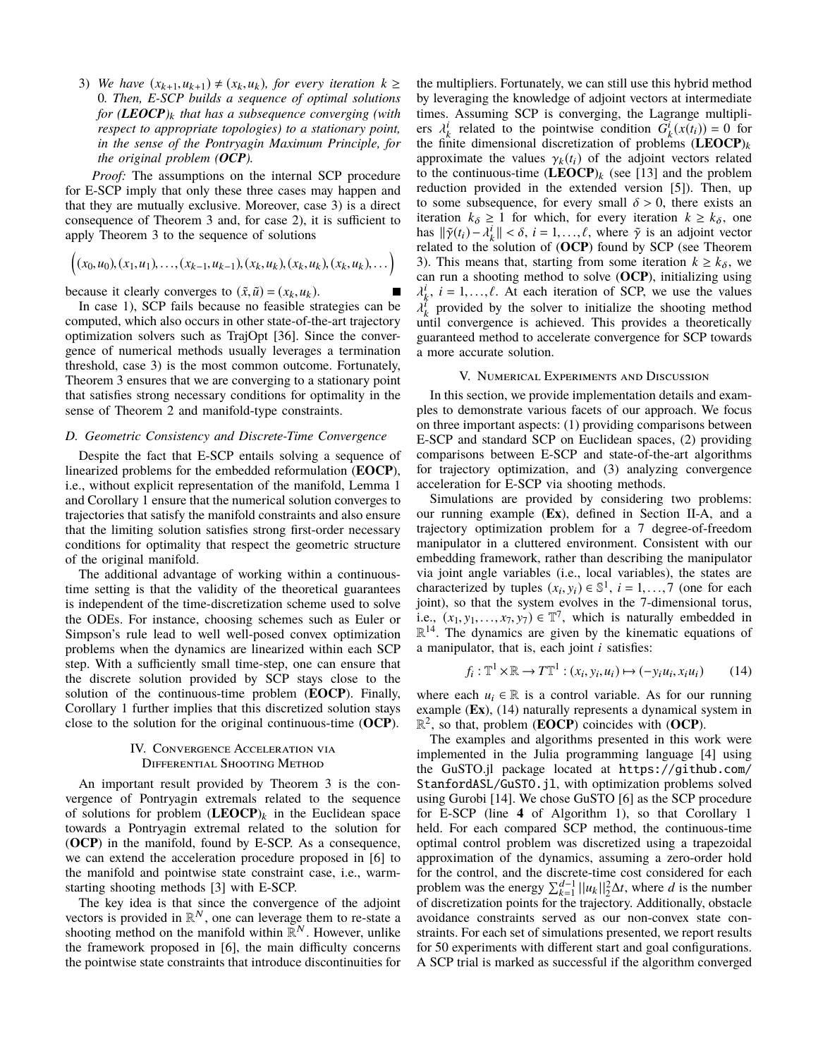3) *We have $(x_{k+1}, u_{k+1}) \neq (x_k, u_k)$, for every iteration $k \geq 0$. Then, E-SCP builds a sequence of optimal solutions for* ***(LEOCP)***$_k$ *that has a subsequence converging (with respect to appropriate topologies) to a stationary point, in the sense of the Pontryagin Maximum Principle, for the original problem* ***(OCP)****.*

*Proof:* The assumptions on the internal SCP procedure for E-SCP imply that only these three cases may happen and that they are mutually exclusive. Moreover, case 3) is a direct consequence of Theorem 3 and, for case 2), it is sufficient to apply Theorem 3 to the sequence of solutions

$$\Big((x_0,u_0),(x_1,u_1),\dots,(x_{k-1},u_{k-1}),(x_k,u_k),(x_k,u_k),(x_k,u_k),\dots\Big)$$

because it clearly converges to $(\tilde{x},\tilde{u}) = (x_k,u_k)$. ∎

In case 1), SCP fails because no feasible strategies can be computed, which also occurs in other state-of-the-art trajectory optimization solvers such as TrajOpt [36]. Since the convergence of numerical methods usually leverages a termination threshold, case 3) is the most common outcome. Fortunately, Theorem 3 ensures that we are converging to a stationary point that satisfies strong necessary conditions for optimality in the sense of Theorem 2 and manifold-type constraints.

### D. Geometric Consistency and Discrete-Time Convergence

Despite the fact that E-SCP entails solving a sequence of linearized problems for the embedded reformulation (**EOCP**), i.e., without explicit representation of the manifold, Lemma 1 and Corollary 1 ensure that the numerical solution converges to trajectories that satisfy the manifold constraints and also ensure that the limiting solution satisfies strong first-order necessary conditions for optimality that respect the geometric structure of the original manifold.

The additional advantage of working within a continuous-time setting is that the validity of the theoretical guarantees is independent of the time-discretization scheme used to solve the ODEs. For instance, choosing schemes such as Euler or Simpson's rule lead to well well-posed convex optimization problems when the dynamics are linearized within each SCP step. With a sufficiently small time-step, one can ensure that the discrete solution provided by SCP stays close to the solution of the continuous-time problem (**EOCP**). Finally, Corollary 1 further implies that this discretized solution stays close to the solution for the original continuous-time (**OCP**).

## IV. Convergence Acceleration via Differential Shooting Method

An important result provided by Theorem 3 is the convergence of Pontryagin extremals related to the sequence of solutions for problem (**LEOCP**)$_k$ in the Euclidean space towards a Pontryagin extremal related to the solution for (**OCP**) in the manifold, found by E-SCP. As a consequence, we can extend the acceleration procedure proposed in [6] to the manifold and pointwise state constraint case, i.e., warm-starting shooting methods [3] with E-SCP.

The key idea is that since the convergence of the adjoint vectors is provided in $\mathbb{R}^N$, one can leverage them to re-state a shooting method on the manifold within $\mathbb{R}^N$. However, unlike the framework proposed in [6], the main difficulty concerns the pointwise state constraints that introduce discontinuities for the multipliers. Fortunately, we can still use this hybrid method by leveraging the knowledge of adjoint vectors at intermediate times. Assuming SCP is converging, the Lagrange multipliers $\lambda^i_k$ related to the pointwise condition $G^i_k(x(t_i)) = 0$ for the finite dimensional discretization of problems (**LEOCP**)$_k$ approximate the values $\gamma_k(t_i)$ of the adjoint vectors related to the continuous-time (**LEOCP**)$_k$ (see [13] and the problem reduction provided in the extended version [5]). Then, up to some subsequence, for every small $\delta > 0$, there exists an iteration $k_\delta \geq 1$ for which, for every iteration $k \geq k_\delta$, one has $\|\tilde{\gamma}(t_i) - \lambda^i_k\| < \delta$, $i = 1,\dots,\ell$, where $\tilde{\gamma}$ is an adjoint vector related to the solution of (**OCP**) found by SCP (see Theorem 3). This means that, starting from some iteration $k \geq k_\delta$, we can run a shooting method to solve (**OCP**), initializing using $\lambda^i_k$, $i = 1,\dots,\ell$. At each iteration of SCP, we use the values $\lambda^i_k$ provided by the solver to initialize the shooting method until convergence is achieved. This provides a theoretically guaranteed method to accelerate convergence for SCP towards a more accurate solution.

## V. Numerical Experiments and Discussion

In this section, we provide implementation details and examples to demonstrate various facets of our approach. We focus on three important aspects: (1) providing comparisons between E-SCP and standard SCP on Euclidean spaces, (2) providing comparisons between E-SCP and state-of-the-art algorithms for trajectory optimization, and (3) analyzing convergence acceleration for E-SCP via shooting methods.

Simulations are provided by considering two problems: our running example (**Ex**), defined in Section II-A, and a trajectory optimization problem for a 7 degree-of-freedom manipulator in a cluttered environment. Consistent with our embedding framework, rather than describing the manipulator via joint angle variables (i.e., local variables), the states are characterized by tuples $(x_i, y_i) \in \mathbb{S}^1$, $i = 1,\dots,7$ (one for each joint), so that the system evolves in the 7-dimensional torus, i.e., $(x_1, y_1, \dots, x_7, y_7) \in \mathbb{T}^7$, which is naturally embedded in $\mathbb{R}^{14}$. The dynamics are given by the kinematic equations of a manipulator, that is, each joint $i$ satisfies:

$$f_i : \mathbb{T}^1 \times \mathbb{R} \to T\mathbb{T}^1 : (x_i, y_i, u_i) \mapsto (-y_i u_i, x_i u_i) \qquad (14)$$

where each $u_i \in \mathbb{R}$ is a control variable. As for our running example (**Ex**), (14) naturally represents a dynamical system in $\mathbb{R}^2$, so that, problem (**EOCP**) coincides with (**OCP**).

The examples and algorithms presented in this work were implemented in the Julia programming language [4] using the GuSTO.jl package located at https://github.com/StanfordASL/GuSTO.jl, with optimization problems solved using Gurobi [14]. We chose GuSTO [6] as the SCP procedure for E-SCP (line **4** of Algorithm 1), so that Corollary 1 held. For each compared SCP method, the continuous-time optimal control problem was discretized using a trapezoidal approximation of the dynamics, assuming a zero-order hold for the control, and the discrete-time cost considered for each problem was the energy $\sum_{k=1}^{d-1} \|u_k\|_2^2 \Delta t$, where $d$ is the number of discretization points for the trajectory. Additionally, obstacle avoidance constraints served as our non-convex state constraints. For each set of simulations presented, we report results for 50 experiments with different start and goal configurations. A SCP trial is marked as successful if the algorithm converged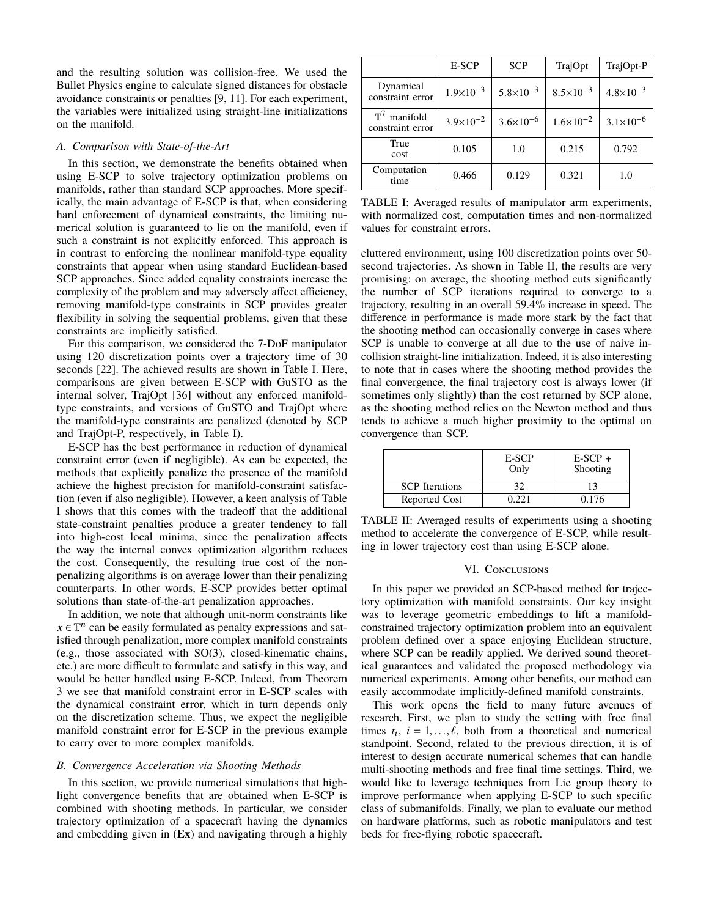and the resulting solution was collision-free. We used the Bullet Physics engine to calculate signed distances for obstacle avoidance constraints or penalties [9, 11]. For each experiment, the variables were initialized using straight-line initializations on the manifold.

### A. Comparison with State-of-the-Art

In this section, we demonstrate the benefits obtained when using E-SCP to solve trajectory optimization problems on manifolds, rather than standard SCP approaches. More specifically, the main advantage of E-SCP is that, when considering hard enforcement of dynamical constraints, the limiting numerical solution is guaranteed to lie on the manifold, even if such a constraint is not explicitly enforced. This approach is in contrast to enforcing the nonlinear manifold-type equality constraints that appear when using standard Euclidean-based SCP approaches. Since added equality constraints increase the complexity of the problem and may adversely affect efficiency, removing manifold-type constraints in SCP provides greater flexibility in solving the sequential problems, given that these constraints are implicitly satisfied.

For this comparison, we considered the 7-DoF manipulator using 120 discretization points over a trajectory time of 30 seconds [22]. The achieved results are shown in Table I. Here, comparisons are given between E-SCP with GuSTO as the internal solver, TrajOpt [36] without any enforced manifold-type constraints, and versions of GuSTO and TrajOpt where the manifold-type constraints are penalized (denoted by SCP and TrajOpt-P, respectively, in Table I).

E-SCP has the best performance in reduction of dynamical constraint error (even if negligible). As can be expected, the methods that explicitly penalize the presence of the manifold achieve the highest precision for manifold-constraint satisfaction (even if also negligible). However, a keen analysis of Table I shows that this comes with the tradeoff that the additional state-constraint penalties produce a greater tendency to fall into high-cost local minima, since the penalization affects the way the internal convex optimization algorithm reduces the cost. Consequently, the resulting true cost of the non-penalizing algorithms is on average lower than their penalizing counterparts. In other words, E-SCP provides better optimal solutions than state-of-the-art penalization approaches.

In addition, we note that although unit-norm constraints like $x \in \mathbb{T}^n$ can be easily formulated as penalty expressions and satisfied through penalization, more complex manifold constraints (e.g., those associated with SO(3), closed-kinematic chains, etc.) are more difficult to formulate and satisfy in this way, and would be better handled using E-SCP. Indeed, from Theorem 3 we see that manifold constraint error in E-SCP scales with the dynamical constraint error, which in turn depends only on the discretization scheme. Thus, we expect the negligible manifold constraint error for E-SCP in the previous example to carry over to more complex manifolds.

### B. Convergence Acceleration via Shooting Methods

In this section, we provide numerical simulations that highlight convergence benefits that are obtained when E-SCP is combined with shooting methods. In particular, we consider trajectory optimization of a spacecraft having the dynamics and embedding given in (**Ex**) and navigating through a highly cluttered environment, using 100 discretization points over 50-second trajectories. As shown in Table II, the results are very promising: on average, the shooting method cuts significantly the number of SCP iterations required to converge to a trajectory, resulting in an overall 59.4% increase in speed. The difference in performance is made more stark by the fact that the shooting method can occasionally converge in cases where SCP is unable to converge at all due to the use of naive in-collision straight-line initialization. Indeed, it is also interesting to note that in cases where the shooting method provides the final convergence, the final trajectory cost is always lower (if sometimes only slightly) than the cost returned by SCP alone, as the shooting method relies on the Newton method and thus tends to achieve a much higher proximity to the optimal on convergence than SCP.

| | E-SCP | SCP | TrajOpt | TrajOpt-P |
|---|---|---|---|---|
| Dynamical constraint error | $1.9{\times}10^{-3}$ | $5.8{\times}10^{-3}$ | $8.5{\times}10^{-3}$ | $4.8{\times}10^{-3}$ |
| $\mathbb{T}^7$ manifold constraint error | $3.9{\times}10^{-2}$ | $3.6{\times}10^{-6}$ | $1.6{\times}10^{-2}$ | $3.1{\times}10^{-6}$ |
| True cost | 0.105 | 1.0 | 0.215 | 0.792 |
| Computation time | 0.466 | 0.129 | 0.321 | 1.0 |

TABLE I: Averaged results of manipulator arm experiments, with normalized cost, computation times and non-normalized values for constraint errors.

| | E-SCP Only | E-SCP + Shooting |
|---|---|---|
| SCP Iterations | 32 | 13 |
| Reported Cost | 0.221 | 0.176 |

TABLE II: Averaged results of experiments using a shooting method to accelerate the convergence of E-SCP, while resulting in lower trajectory cost than using E-SCP alone.

## VI. Conclusions

In this paper we provided an SCP-based method for trajectory optimization with manifold constraints. Our key insight was to leverage geometric embeddings to lift a manifold-constrained trajectory optimization problem into an equivalent problem defined over a space enjoying Euclidean structure, where SCP can be readily applied. We derived sound theoretical guarantees and validated the proposed methodology via numerical experiments. Among other benefits, our method can easily accommodate implicitly-defined manifold constraints.

This work opens the field to many future avenues of research. First, we plan to study the setting with free final times $t_i$, $i = 1, \ldots, \ell$, both from a theoretical and numerical standpoint. Second, related to the previous direction, it is of interest to design accurate numerical schemes that can handle multi-shooting methods and free final time settings. Third, we would like to leverage techniques from Lie group theory to improve performance when applying E-SCP to such specific class of submanifolds. Finally, we plan to evaluate our method on hardware platforms, such as robotic manipulators and test beds for free-flying robotic spacecraft.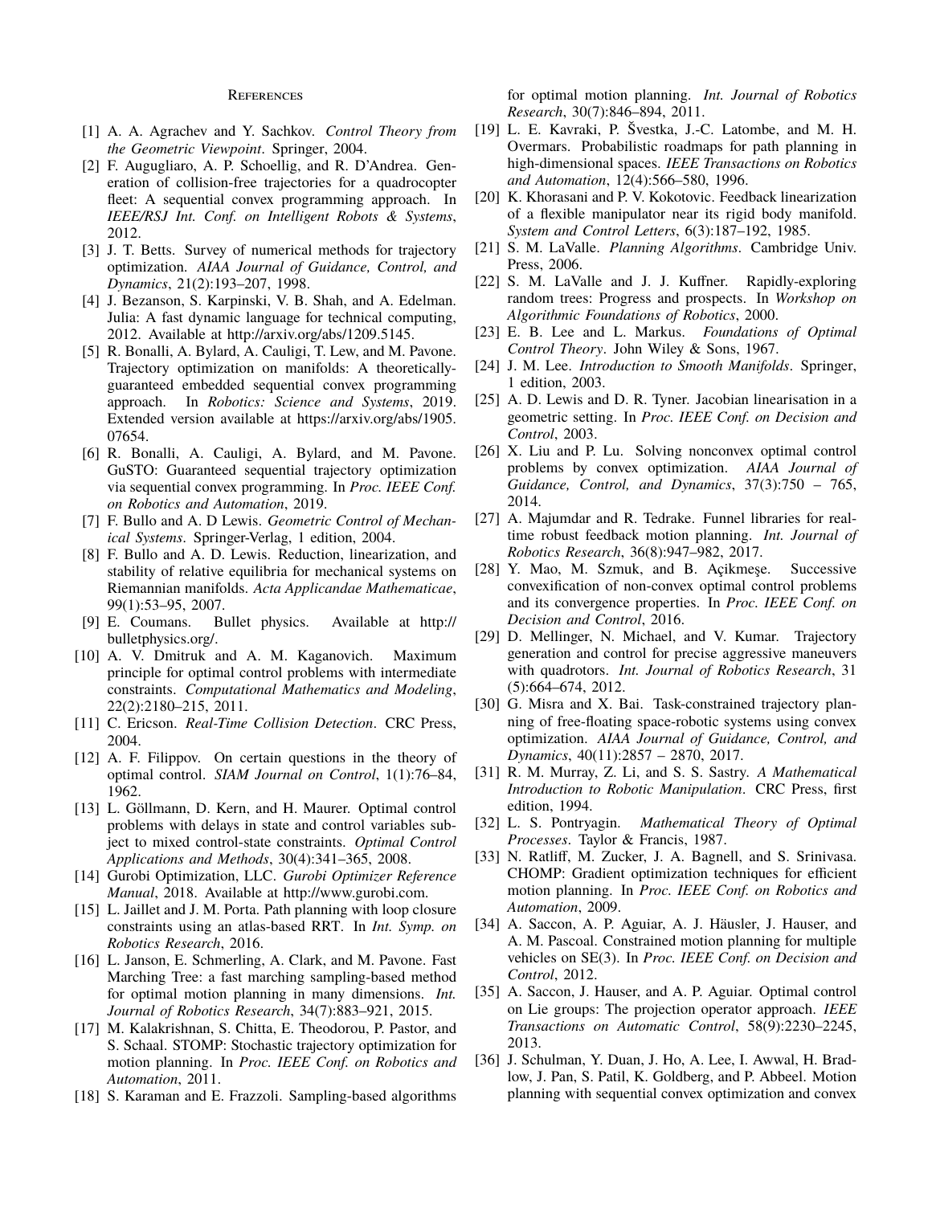## References

[1] A. A. Agrachev and Y. Sachkov. *Control Theory from the Geometric Viewpoint*. Springer, 2004.

[2] F. Augugliaro, A. P. Schoellig, and R. D'Andrea. Generation of collision-free trajectories for a quadrocopter fleet: A sequential convex programming approach. In *IEEE/RSJ Int. Conf. on Intelligent Robots & Systems*, 2012.

[3] J. T. Betts. Survey of numerical methods for trajectory optimization. *AIAA Journal of Guidance, Control, and Dynamics*, 21(2):193–207, 1998.

[4] J. Bezanson, S. Karpinski, V. B. Shah, and A. Edelman. Julia: A fast dynamic language for technical computing, 2012. Available at http://arxiv.org/abs/1209.5145.

[5] R. Bonalli, A. Bylard, A. Cauligi, T. Lew, and M. Pavone. Trajectory optimization on manifolds: A theoretically-guaranteed embedded sequential convex programming approach. In *Robotics: Science and Systems*, 2019. Extended version available at https://arxiv.org/abs/1905.07654.

[6] R. Bonalli, A. Cauligi, A. Bylard, and M. Pavone. GuSTO: Guaranteed sequential trajectory optimization via sequential convex programming. In *Proc. IEEE Conf. on Robotics and Automation*, 2019.

[7] F. Bullo and A. D Lewis. *Geometric Control of Mechanical Systems*. Springer-Verlag, 1 edition, 2004.

[8] F. Bullo and A. D. Lewis. Reduction, linearization, and stability of relative equilibria for mechanical systems on Riemannian manifolds. *Acta Applicandae Mathematicae*, 99(1):53–95, 2007.

[9] E. Coumans. Bullet physics. Available at http://bulletphysics.org/.

[10] A. V. Dmitruk and A. M. Kaganovich. Maximum principle for optimal control problems with intermediate constraints. *Computational Mathematics and Modeling*, 22(2):2180–215, 2011.

[11] C. Ericson. *Real-Time Collision Detection*. CRC Press, 2004.

[12] A. F. Filippov. On certain questions in the theory of optimal control. *SIAM Journal on Control*, 1(1):76–84, 1962.

[13] L. Göllmann, D. Kern, and H. Maurer. Optimal control problems with delays in state and control variables subject to mixed control-state constraints. *Optimal Control Applications and Methods*, 30(4):341–365, 2008.

[14] Gurobi Optimization, LLC. *Gurobi Optimizer Reference Manual*, 2018. Available at http://www.gurobi.com.

[15] L. Jaillet and J. M. Porta. Path planning with loop closure constraints using an atlas-based RRT. In *Int. Symp. on Robotics Research*, 2016.

[16] L. Janson, E. Schmerling, A. Clark, and M. Pavone. Fast Marching Tree: a fast marching sampling-based method for optimal motion planning in many dimensions. *Int. Journal of Robotics Research*, 34(7):883–921, 2015.

[17] M. Kalakrishnan, S. Chitta, E. Theodorou, P. Pastor, and S. Schaal. STOMP: Stochastic trajectory optimization for motion planning. In *Proc. IEEE Conf. on Robotics and Automation*, 2011.

[18] S. Karaman and E. Frazzoli. Sampling-based algorithms for optimal motion planning. *Int. Journal of Robotics Research*, 30(7):846–894, 2011.

[19] L. E. Kavraki, P. Švestka, J.-C. Latombe, and M. H. Overmars. Probabilistic roadmaps for path planning in high-dimensional spaces. *IEEE Transactions on Robotics and Automation*, 12(4):566–580, 1996.

[20] K. Khorasani and P. V. Kokotovic. Feedback linearization of a flexible manipulator near its rigid body manifold. *System and Control Letters*, 6(3):187–192, 1985.

[21] S. M. LaValle. *Planning Algorithms*. Cambridge Univ. Press, 2006.

[22] S. M. LaValle and J. J. Kuffner. Rapidly-exploring random trees: Progress and prospects. In *Workshop on Algorithmic Foundations of Robotics*, 2000.

[23] E. B. Lee and L. Markus. *Foundations of Optimal Control Theory*. John Wiley & Sons, 1967.

[24] J. M. Lee. *Introduction to Smooth Manifolds*. Springer, 1 edition, 2003.

[25] A. D. Lewis and D. R. Tyner. Jacobian linearisation in a geometric setting. In *Proc. IEEE Conf. on Decision and Control*, 2003.

[26] X. Liu and P. Lu. Solving nonconvex optimal control problems by convex optimization. *AIAA Journal of Guidance, Control, and Dynamics*, 37(3):750 – 765, 2014.

[27] A. Majumdar and R. Tedrake. Funnel libraries for real-time robust feedback motion planning. *Int. Journal of Robotics Research*, 36(8):947–982, 2017.

[28] Y. Mao, M. Szmuk, and B. Açikmeşe. Successive convexification of non-convex optimal control problems and its convergence properties. In *Proc. IEEE Conf. on Decision and Control*, 2016.

[29] D. Mellinger, N. Michael, and V. Kumar. Trajectory generation and control for precise aggressive maneuvers with quadrotors. *Int. Journal of Robotics Research*, 31 (5):664–674, 2012.

[30] G. Misra and X. Bai. Task-constrained trajectory planning of free-floating space-robotic systems using convex optimization. *AIAA Journal of Guidance, Control, and Dynamics*, 40(11):2857 – 2870, 2017.

[31] R. M. Murray, Z. Li, and S. S. Sastry. *A Mathematical Introduction to Robotic Manipulation*. CRC Press, first edition, 1994.

[32] L. S. Pontryagin. *Mathematical Theory of Optimal Processes*. Taylor & Francis, 1987.

[33] N. Ratliff, M. Zucker, J. A. Bagnell, and S. Srinivasa. CHOMP: Gradient optimization techniques for efficient motion planning. In *Proc. IEEE Conf. on Robotics and Automation*, 2009.

[34] A. Saccon, A. P. Aguiar, A. J. Häusler, J. Hauser, and A. M. Pascoal. Constrained motion planning for multiple vehicles on SE(3). In *Proc. IEEE Conf. on Decision and Control*, 2012.

[35] A. Saccon, J. Hauser, and A. P. Aguiar. Optimal control on Lie groups: The projection operator approach. *IEEE Transactions on Automatic Control*, 58(9):2230–2245, 2013.

[36] J. Schulman, Y. Duan, J. Ho, A. Lee, I. Awwal, H. Bradlow, J. Pan, S. Patil, K. Goldberg, and P. Abbeel. Motion planning with sequential convex optimization and convex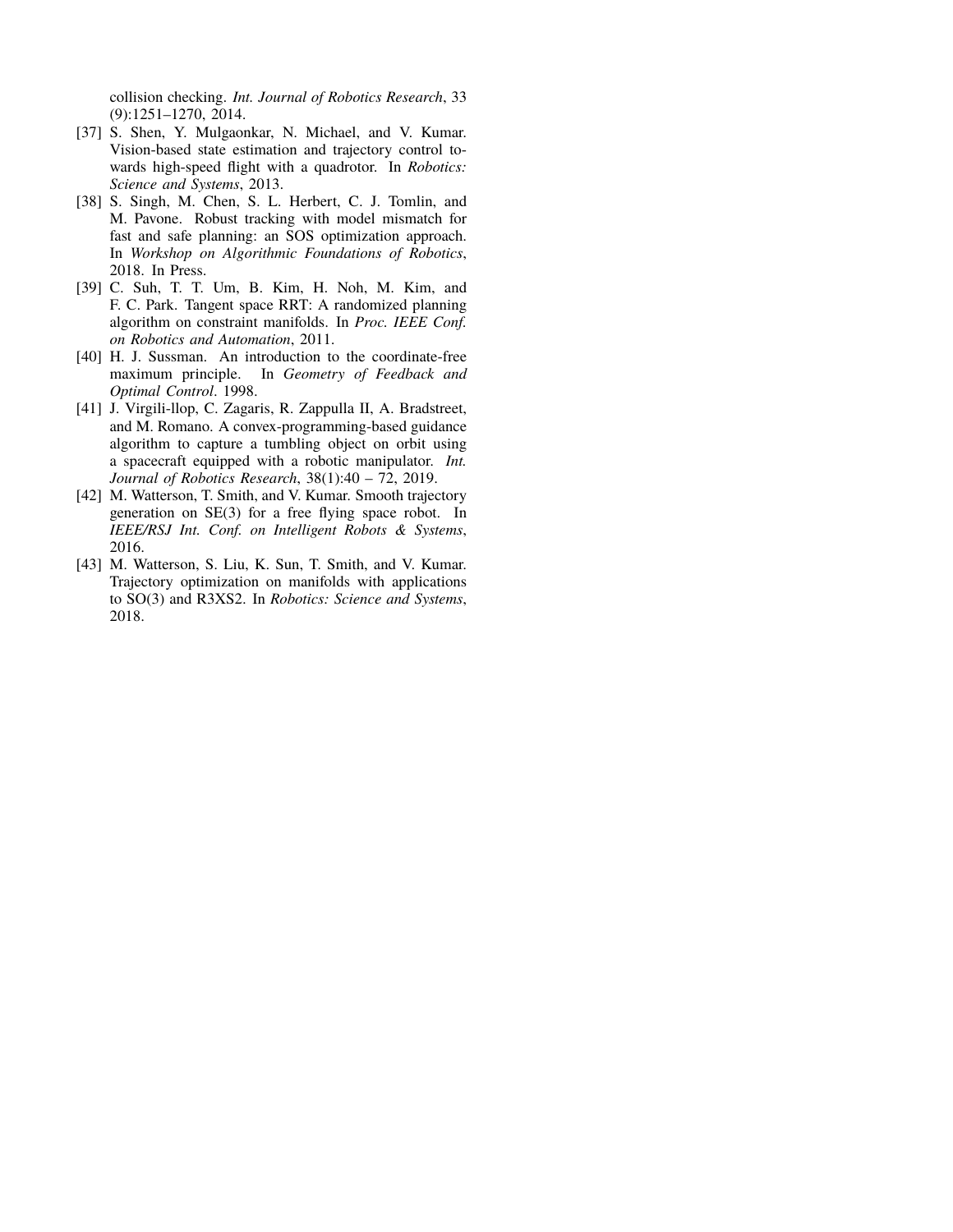collision checking. *Int. Journal of Robotics Research*, 33 (9):1251–1270, 2014.

[37] S. Shen, Y. Mulgaonkar, N. Michael, and V. Kumar. Vision-based state estimation and trajectory control towards high-speed flight with a quadrotor. In *Robotics: Science and Systems*, 2013.

[38] S. Singh, M. Chen, S. L. Herbert, C. J. Tomlin, and M. Pavone. Robust tracking with model mismatch for fast and safe planning: an SOS optimization approach. In *Workshop on Algorithmic Foundations of Robotics*, 2018. In Press.

[39] C. Suh, T. T. Um, B. Kim, H. Noh, M. Kim, and F. C. Park. Tangent space RRT: A randomized planning algorithm on constraint manifolds. In *Proc. IEEE Conf. on Robotics and Automation*, 2011.

[40] H. J. Sussman. An introduction to the coordinate-free maximum principle. In *Geometry of Feedback and Optimal Control*. 1998.

[41] J. Virgili-llop, C. Zagaris, R. Zappulla II, A. Bradstreet, and M. Romano. A convex-programming-based guidance algorithm to capture a tumbling object on orbit using a spacecraft equipped with a robotic manipulator. *Int. Journal of Robotics Research*, 38(1):40 – 72, 2019.

[42] M. Watterson, T. Smith, and V. Kumar. Smooth trajectory generation on SE(3) for a free flying space robot. In *IEEE/RSJ Int. Conf. on Intelligent Robots & Systems*, 2016.

[43] M. Watterson, S. Liu, K. Sun, T. Smith, and V. Kumar. Trajectory optimization on manifolds with applications to SO(3) and R3XS2. In *Robotics: Science and Systems*, 2018.